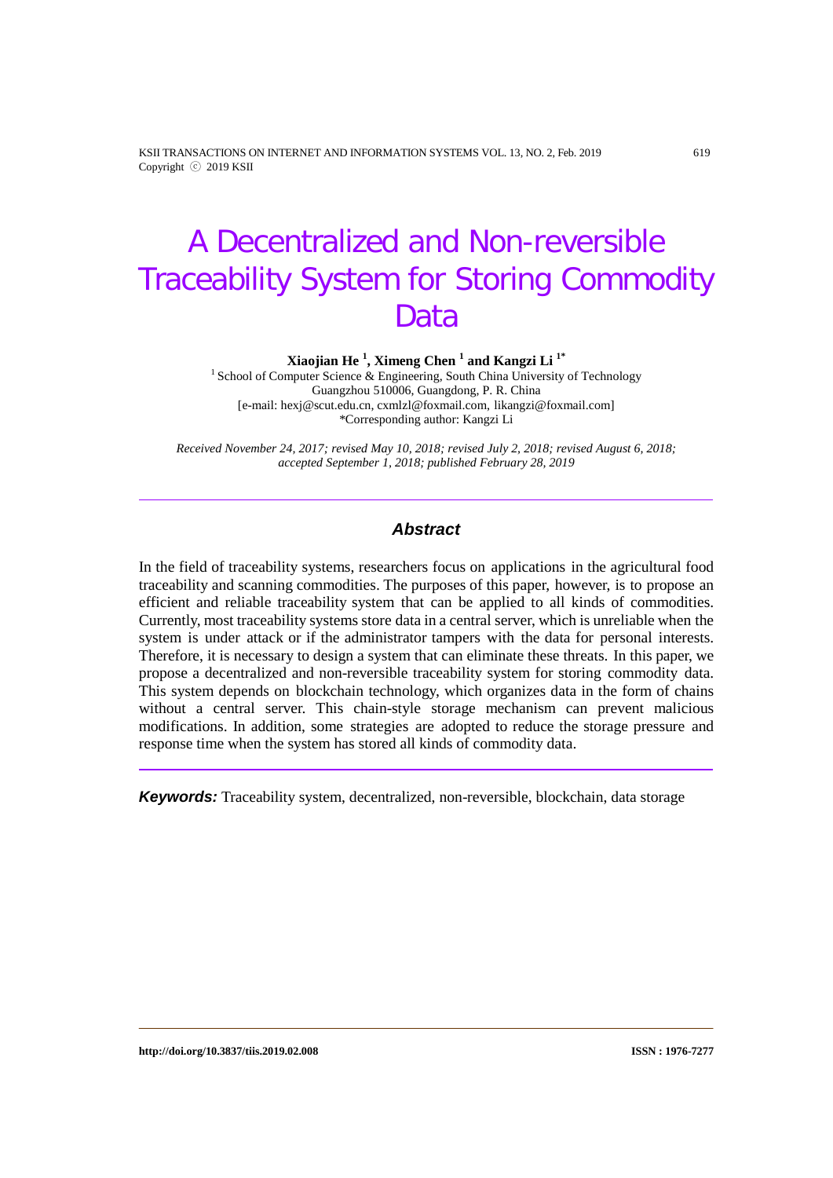# A Decentralized and Non-reversible Traceability System for Storing Commodity Data

**Xiaojian He [1], Ximeng Chen [1] and Kangzi Li [1*]**

[1] School of Computer Science & Engineering, South China University of Technology
Guangzhou 510006, Guangdong, P. R. China
[e-mail: hexj@scut.edu.cn, cxmlzl@foxmail.com, likangzi@foxmail.com]
*Corresponding author: Kangzi Li

*Received November 24, 2017; revised May 10, 2018; revised July 2, 2018; revised August 6, 2018; accepted September 1, 2018; published February 28, 2019*

## Abstract

In the field of traceability systems, researchers focus on applications in the agricultural food traceability and scanning commodities. The purposes of this paper, however, is to propose an efficient and reliable traceability system that can be applied to all kinds of commodities. Currently, most traceability systems store data in a central server, which is unreliable when the system is under attack or if the administrator tampers with the data for personal interests. Therefore, it is necessary to design a system that can eliminate these threats. In this paper, we propose a decentralized and non-reversible traceability system for storing commodity data. This system depends on blockchain technology, which organizes data in the form of chains without a central server. This chain-style storage mechanism can prevent malicious modifications. In addition, some strategies are adopted to reduce the storage pressure and response time when the system has stored all kinds of commodity data.

***Keywords:*** Traceability system, decentralized, non-reversible, blockchain, data storage

http://doi.org/10.3837/tiis.2019.02.008 ISSN : 1976-7277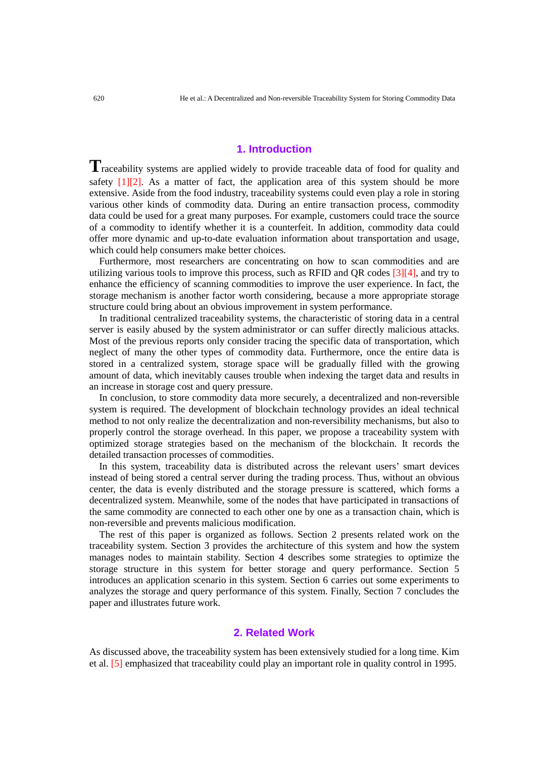## 1. Introduction

Traceability systems are applied widely to provide traceable data of food for quality and safety [1][2]. As a matter of fact, the application area of this system should be more extensive. Aside from the food industry, traceability systems could even play a role in storing various other kinds of commodity data. During an entire transaction process, commodity data could be used for a great many purposes. For example, customers could trace the source of a commodity to identify whether it is a counterfeit. In addition, commodity data could offer more dynamic and up-to-date evaluation information about transportation and usage, which could help consumers make better choices.

Furthermore, most researchers are concentrating on how to scan commodities and are utilizing various tools to improve this process, such as RFID and QR codes [3][4], and try to enhance the efficiency of scanning commodities to improve the user experience. In fact, the storage mechanism is another factor worth considering, because a more appropriate storage structure could bring about an obvious improvement in system performance.

In traditional centralized traceability systems, the characteristic of storing data in a central server is easily abused by the system administrator or can suffer directly malicious attacks. Most of the previous reports only consider tracing the specific data of transportation, which neglect of many the other types of commodity data. Furthermore, once the entire data is stored in a centralized system, storage space will be gradually filled with the growing amount of data, which inevitably causes trouble when indexing the target data and results in an increase in storage cost and query pressure.

In conclusion, to store commodity data more securely, a decentralized and non-reversible system is required. The development of blockchain technology provides an ideal technical method to not only realize the decentralization and non-reversibility mechanisms, but also to properly control the storage overhead. In this paper, we propose a traceability system with optimized storage strategies based on the mechanism of the blockchain. It records the detailed transaction processes of commodities.

In this system, traceability data is distributed across the relevant users' smart devices instead of being stored a central server during the trading process. Thus, without an obvious center, the data is evenly distributed and the storage pressure is scattered, which forms a decentralized system. Meanwhile, some of the nodes that have participated in transactions of the same commodity are connected to each other one by one as a transaction chain, which is non-reversible and prevents malicious modification.

The rest of this paper is organized as follows. Section 2 presents related work on the traceability system. Section 3 provides the architecture of this system and how the system manages nodes to maintain stability. Section 4 describes some strategies to optimize the storage structure in this system for better storage and query performance. Section 5 introduces an application scenario in this system. Section 6 carries out some experiments to analyzes the storage and query performance of this system. Finally, Section 7 concludes the paper and illustrates future work.

## 2. Related Work

As discussed above, the traceability system has been extensively studied for a long time. Kim et al. [5] emphasized that traceability could play an important role in quality control in 1995.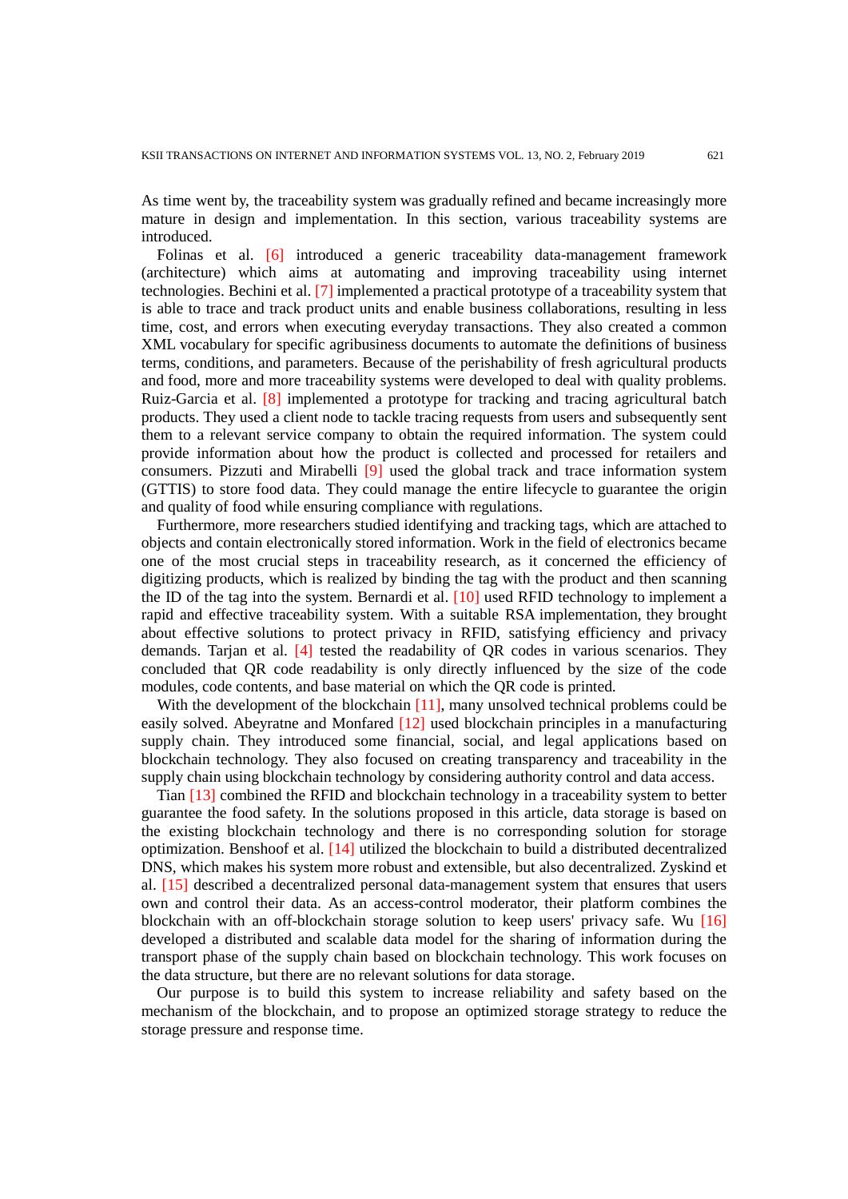As time went by, the traceability system was gradually refined and became increasingly more mature in design and implementation. In this section, various traceability systems are introduced.

Folinas et al. [6] introduced a generic traceability data-management framework (architecture) which aims at automating and improving traceability using internet technologies. Bechini et al. [7] implemented a practical prototype of a traceability system that is able to trace and track product units and enable business collaborations, resulting in less time, cost, and errors when executing everyday transactions. They also created a common XML vocabulary for specific agribusiness documents to automate the definitions of business terms, conditions, and parameters. Because of the perishability of fresh agricultural products and food, more and more traceability systems were developed to deal with quality problems. Ruiz-Garcia et al. [8] implemented a prototype for tracking and tracing agricultural batch products. They used a client node to tackle tracing requests from users and subsequently sent them to a relevant service company to obtain the required information. The system could provide information about how the product is collected and processed for retailers and consumers. Pizzuti and Mirabelli [9] used the global track and trace information system (GTTIS) to store food data. They could manage the entire lifecycle to guarantee the origin and quality of food while ensuring compliance with regulations.

Furthermore, more researchers studied identifying and tracking tags, which are attached to objects and contain electronically stored information. Work in the field of electronics became one of the most crucial steps in traceability research, as it concerned the efficiency of digitizing products, which is realized by binding the tag with the product and then scanning the ID of the tag into the system. Bernardi et al. [10] used RFID technology to implement a rapid and effective traceability system. With a suitable RSA implementation, they brought about effective solutions to protect privacy in RFID, satisfying efficiency and privacy demands. Tarjan et al. [4] tested the readability of QR codes in various scenarios. They concluded that QR code readability is only directly influenced by the size of the code modules, code contents, and base material on which the QR code is printed.

With the development of the blockchain [11], many unsolved technical problems could be easily solved. Abeyratne and Monfared [12] used blockchain principles in a manufacturing supply chain. They introduced some financial, social, and legal applications based on blockchain technology. They also focused on creating transparency and traceability in the supply chain using blockchain technology by considering authority control and data access.

Tian [13] combined the RFID and blockchain technology in a traceability system to better guarantee the food safety. In the solutions proposed in this article, data storage is based on the existing blockchain technology and there is no corresponding solution for storage optimization. Benshoof et al. [14] utilized the blockchain to build a distributed decentralized DNS, which makes his system more robust and extensible, but also decentralized. Zyskind et al. [15] described a decentralized personal data-management system that ensures that users own and control their data. As an access-control moderator, their platform combines the blockchain with an off-blockchain storage solution to keep users' privacy safe. Wu [16] developed a distributed and scalable data model for the sharing of information during the transport phase of the supply chain based on blockchain technology. This work focuses on the data structure, but there are no relevant solutions for data storage.

Our purpose is to build this system to increase reliability and safety based on the mechanism of the blockchain, and to propose an optimized storage strategy to reduce the storage pressure and response time.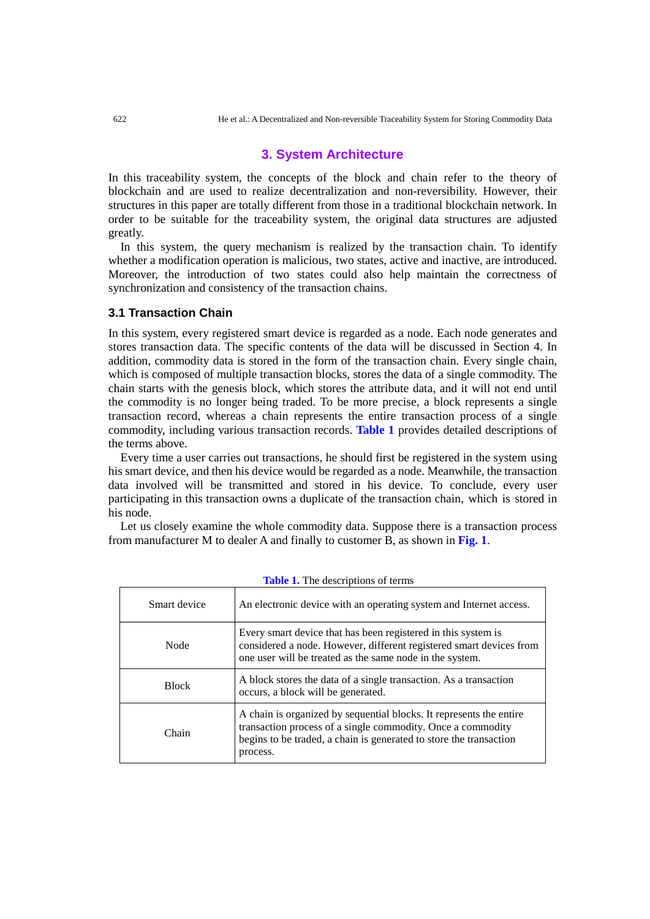## 3. System Architecture

In this traceability system, the concepts of the block and chain refer to the theory of blockchain and are used to realize decentralization and non-reversibility. However, their structures in this paper are totally different from those in a traditional blockchain network. In order to be suitable for the traceability system, the original data structures are adjusted greatly.

In this system, the query mechanism is realized by the transaction chain. To identify whether a modification operation is malicious, two states, active and inactive, are introduced. Moreover, the introduction of two states could also help maintain the correctness of synchronization and consistency of the transaction chains.

### 3.1 Transaction Chain

In this system, every registered smart device is regarded as a node. Each node generates and stores transaction data. The specific contents of the data will be discussed in Section 4. In addition, commodity data is stored in the form of the transaction chain. Every single chain, which is composed of multiple transaction blocks, stores the data of a single commodity. The chain starts with the genesis block, which stores the attribute data, and it will not end until the commodity is no longer being traded. To be more precise, a block represents a single transaction record, whereas a chain represents the entire transaction process of a single commodity, including various transaction records. **Table 1** provides detailed descriptions of the terms above.

Every time a user carries out transactions, he should first be registered in the system using his smart device, and then his device would be regarded as a node. Meanwhile, the transaction data involved will be transmitted and stored in his device. To conclude, every user participating in this transaction owns a duplicate of the transaction chain, which is stored in his node.

Let us closely examine the whole commodity data. Suppose there is a transaction process from manufacturer M to dealer A and finally to customer B, as shown in **Fig. 1**.

**Table 1.** The descriptions of terms

| Term | Description |
|---|---|
| Smart device | An electronic device with an operating system and Internet access. |
| Node | Every smart device that has been registered in this system is considered a node. However, different registered smart devices from one user will be treated as the same node in the system. |
| Block | A block stores the data of a single transaction. As a transaction occurs, a block will be generated. |
| Chain | A chain is organized by sequential blocks. It represents the entire transaction process of a single commodity. Once a commodity begins to be traded, a chain is generated to store the transaction process. |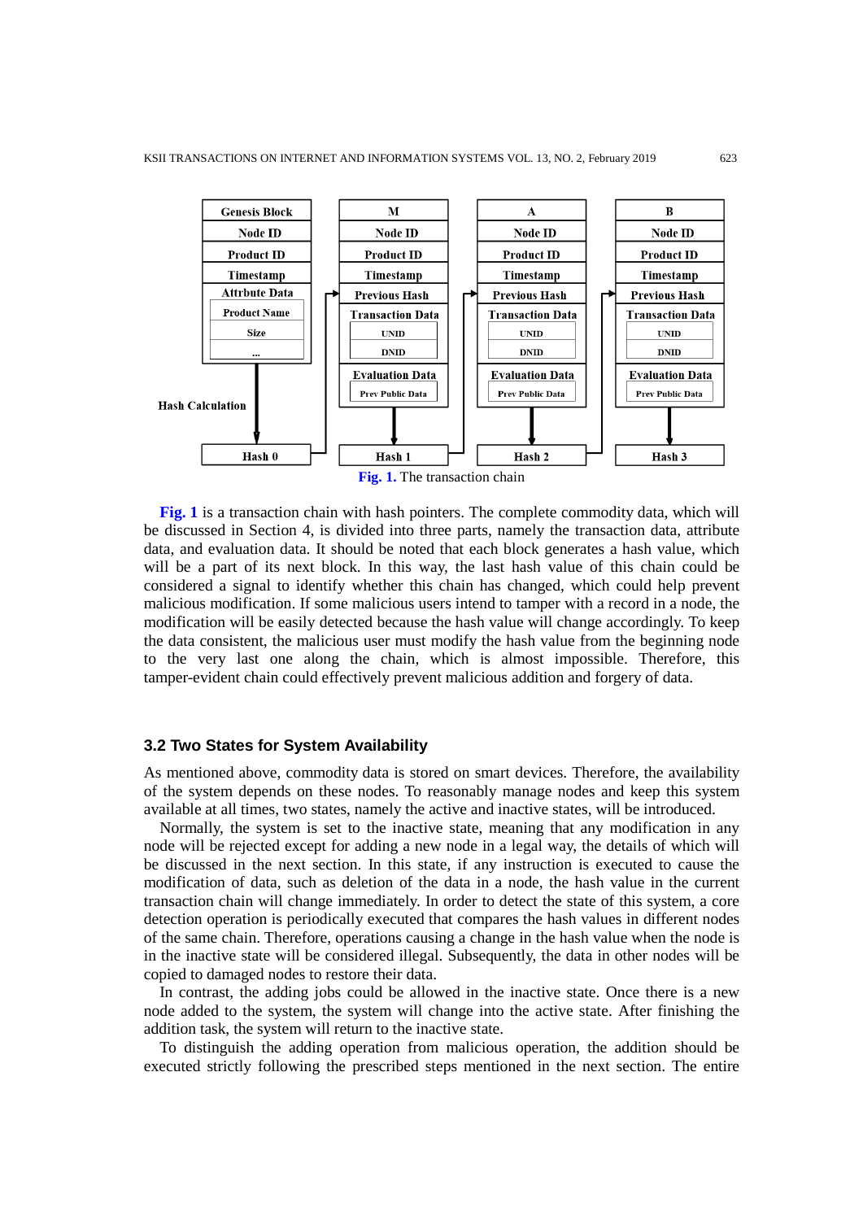**Fig. 1.** The transaction chain

**Fig. 1** is a transaction chain with hash pointers. The complete commodity data, which will be discussed in Section 4, is divided into three parts, namely the transaction data, attribute data, and evaluation data. It should be noted that each block generates a hash value, which will be a part of its next block. In this way, the last hash value of this chain could be considered a signal to identify whether this chain has changed, which could help prevent malicious modification. If some malicious users intend to tamper with a record in a node, the modification will be easily detected because the hash value will change accordingly. To keep the data consistent, the malicious user must modify the hash value from the beginning node to the very last one along the chain, which is almost impossible. Therefore, this tamper-evident chain could effectively prevent malicious addition and forgery of data.

### 3.2 Two States for System Availability

As mentioned above, commodity data is stored on smart devices. Therefore, the availability of the system depends on these nodes. To reasonably manage nodes and keep this system available at all times, two states, namely the active and inactive states, will be introduced.

Normally, the system is set to the inactive state, meaning that any modification in any node will be rejected except for adding a new node in a legal way, the details of which will be discussed in the next section. In this state, if any instruction is executed to cause the modification of data, such as deletion of the data in a node, the hash value in the current transaction chain will change immediately. In order to detect the state of this system, a core detection operation is periodically executed that compares the hash values in different nodes of the same chain. Therefore, operations causing a change in the hash value when the node is in the inactive state will be considered illegal. Subsequently, the data in other nodes will be copied to damaged nodes to restore their data.

In contrast, the adding jobs could be allowed in the inactive state. Once there is a new node added to the system, the system will change into the active state. After finishing the addition task, the system will return to the inactive state.

To distinguish the adding operation from malicious operation, the addition should be executed strictly following the prescribed steps mentioned in the next section. The entire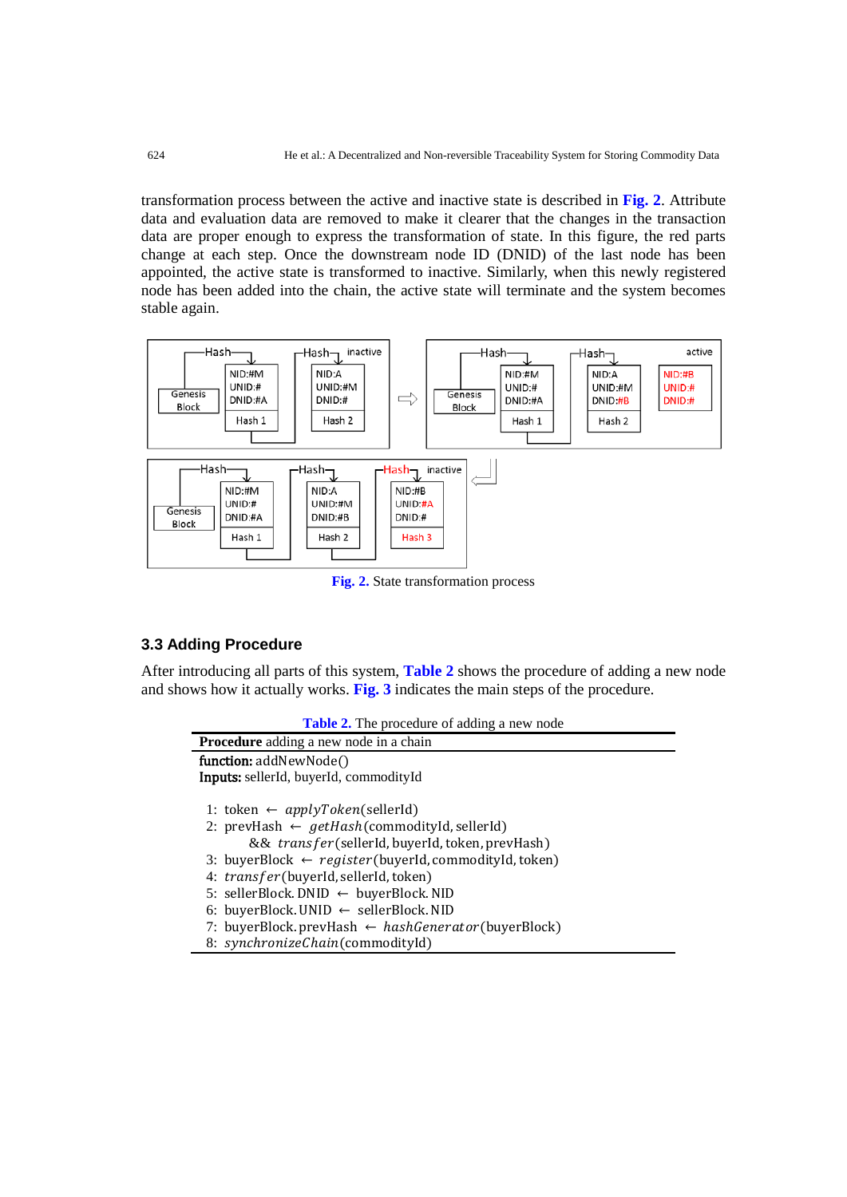transformation process between the active and inactive state is described in **Fig. 2**. Attribute data and evaluation data are removed to make it clearer that the changes in the transaction data are proper enough to express the transformation of state. In this figure, the red parts change at each step. Once the downstream node ID (DNID) of the last node has been appointed, the active state is transformed to inactive. Similarly, when this newly registered node has been added into the chain, the active state will terminate and the system becomes stable again.

**Fig. 2.** State transformation process

### 3.3 Adding Procedure

After introducing all parts of this system, **Table 2** shows the procedure of adding a new node and shows how it actually works. **Fig. 3** indicates the main steps of the procedure.

**Table 2.** The procedure of adding a new node

**Procedure** adding a new node in a chain

**function:** addNewNode()
**Inputs:** sellerId, buyerId, commodityId

1: token $\leftarrow$ $applyToken$(sellerId)
2: prevHash $\leftarrow$ $getHash$(commodityId, sellerId)
&emsp;&emsp;&& $transfer$(sellerId, buyerId, token, prevHash)
3: buyerBlock $\leftarrow$ $register$(buyerId, commodityId, token)
4: $transfer$(buyerId, sellerId, token)
5: sellerBlock. DNID $\leftarrow$ buyerBlock. NID
6: buyerBlock. UNID $\leftarrow$ sellerBlock. NID
7: buyerBlock. prevHash $\leftarrow$ $hashGenerator$(buyerBlock)
8: $synchronizeChain$(commodityId)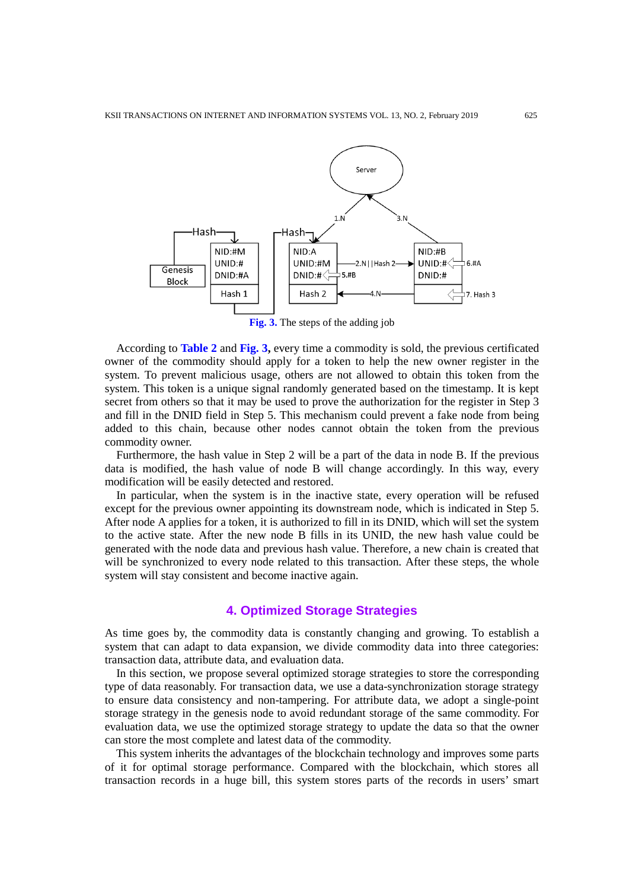Fig. 3. The steps of the adding job

According to Table 2 and Fig. 3, every time a commodity is sold, the previous certificated owner of the commodity should apply for a token to help the new owner register in the system. To prevent malicious usage, others are not allowed to obtain this token from the system. This token is a unique signal randomly generated based on the timestamp. It is kept secret from others so that it may be used to prove the authorization for the register in Step 3 and fill in the DNID field in Step 5. This mechanism could prevent a fake node from being added to this chain, because other nodes cannot obtain the token from the previous commodity owner.

Furthermore, the hash value in Step 2 will be a part of the data in node B. If the previous data is modified, the hash value of node B will change accordingly. In this way, every modification will be easily detected and restored.

In particular, when the system is in the inactive state, every operation will be refused except for the previous owner appointing its downstream node, which is indicated in Step 5. After node A applies for a token, it is authorized to fill in its DNID, which will set the system to the active state. After the new node B fills in its UNID, the new hash value could be generated with the node data and previous hash value. Therefore, a new chain is created that will be synchronized to every node related to this transaction. After these steps, the whole system will stay consistent and become inactive again.

## 4. Optimized Storage Strategies

As time goes by, the commodity data is constantly changing and growing. To establish a system that can adapt to data expansion, we divide commodity data into three categories: transaction data, attribute data, and evaluation data.

In this section, we propose several optimized storage strategies to store the corresponding type of data reasonably. For transaction data, we use a data-synchronization storage strategy to ensure data consistency and non-tampering. For attribute data, we adopt a single-point storage strategy in the genesis node to avoid redundant storage of the same commodity. For evaluation data, we use the optimized storage strategy to update the data so that the owner can store the most complete and latest data of the commodity.

This system inherits the advantages of the blockchain technology and improves some parts of it for optimal storage performance. Compared with the blockchain, which stores all transaction records in a huge bill, this system stores parts of the records in users' smart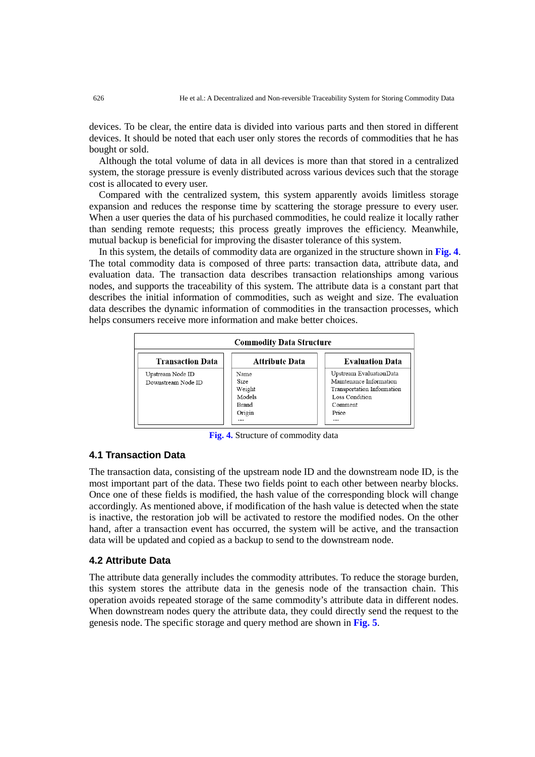devices. To be clear, the entire data is divided into various parts and then stored in different devices. It should be noted that each user only stores the records of commodities that he has bought or sold.

Although the total volume of data in all devices is more than that stored in a centralized system, the storage pressure is evenly distributed across various devices such that the storage cost is allocated to every user.

Compared with the centralized system, this system apparently avoids limitless storage expansion and reduces the response time by scattering the storage pressure to every user. When a user queries the data of his purchased commodities, he could realize it locally rather than sending remote requests; this process greatly improves the efficiency. Meanwhile, mutual backup is beneficial for improving the disaster tolerance of this system.

In this system, the details of commodity data are organized in the structure shown in **Fig. 4**. The total commodity data is composed of three parts: transaction data, attribute data, and evaluation data. The transaction data describes transaction relationships among various nodes, and supports the traceability of this system. The attribute data is a constant part that describes the initial information of commodities, such as weight and size. The evaluation data describes the dynamic information of commodities in the transaction processes, which helps consumers receive more information and make better choices.

| Commodity Data Structure | | |
|---|---|---|
| **Transaction Data** | **Attribute Data** | **Evaluation Data** |
| Upstream Node ID<br>Downstream Node ID | Name<br>Size<br>Weight<br>Models<br>Brand<br>Origin<br>… | Upstream EvaluationData<br>Maintenance Information<br>Transportation Information<br>Loss Condition<br>Comment<br>Price<br>… |

**Fig. 4.** Structure of commodity data

### 4.1 Transaction Data

The transaction data, consisting of the upstream node ID and the downstream node ID, is the most important part of the data. These two fields point to each other between nearby blocks. Once one of these fields is modified, the hash value of the corresponding block will change accordingly. As mentioned above, if modification of the hash value is detected when the state is inactive, the restoration job will be activated to restore the modified nodes. On the other hand, after a transaction event has occurred, the system will be active, and the transaction data will be updated and copied as a backup to send to the downstream node.

### 4.2 Attribute Data

The attribute data generally includes the commodity attributes. To reduce the storage burden, this system stores the attribute data in the genesis node of the transaction chain. This operation avoids repeated storage of the same commodity's attribute data in different nodes. When downstream nodes query the attribute data, they could directly send the request to the genesis node. The specific storage and query method are shown in **Fig. 5**.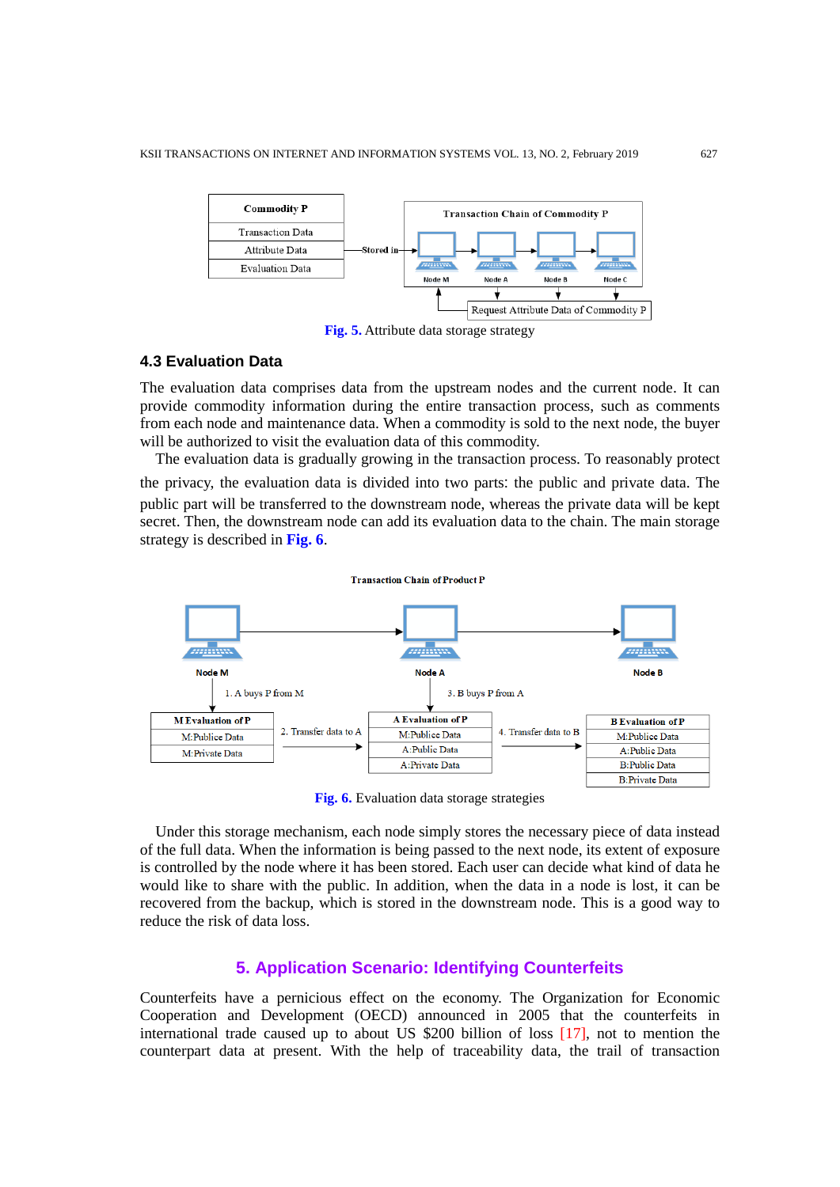Fig. 5. Attribute data storage strategy

### 4.3 Evaluation Data

The evaluation data comprises data from the upstream nodes and the current node. It can provide commodity information during the entire transaction process, such as comments from each node and maintenance data. When a commodity is sold to the next node, the buyer will be authorized to visit the evaluation data of this commodity.

The evaluation data is gradually growing in the transaction process. To reasonably protect the privacy, the evaluation data is divided into two parts: the public and private data. The public part will be transferred to the downstream node, whereas the private data will be kept secret. Then, the downstream node can add its evaluation data to the chain. The main storage strategy is described in **Fig. 6**.

Fig. 6. Evaluation data storage strategies

Under this storage mechanism, each node simply stores the necessary piece of data instead of the full data. When the information is being passed to the next node, its extent of exposure is controlled by the node where it has been stored. Each user can decide what kind of data he would like to share with the public. In addition, when the data in a node is lost, it can be recovered from the backup, which is stored in the downstream node. This is a good way to reduce the risk of data loss.

## 5. Application Scenario: Identifying Counterfeits

Counterfeits have a pernicious effect on the economy. The Organization for Economic Cooperation and Development (OECD) announced in 2005 that the counterfeits in international trade caused up to about US $200 billion of loss [17], not to mention the counterpart data at present. With the help of traceability data, the trail of transaction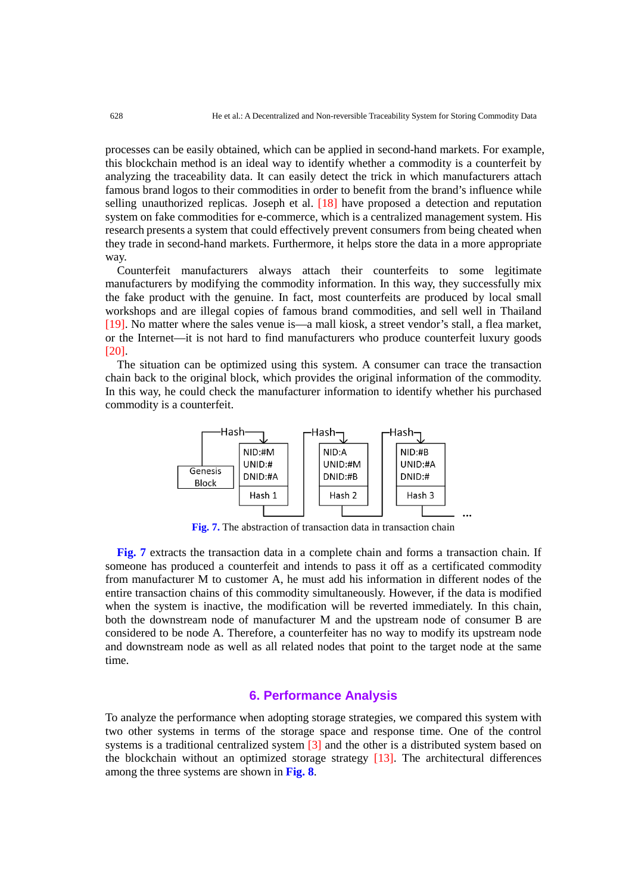processes can be easily obtained, which can be applied in second-hand markets. For example, this blockchain method is an ideal way to identify whether a commodity is a counterfeit by analyzing the traceability data. It can easily detect the trick in which manufacturers attach famous brand logos to their commodities in order to benefit from the brand's influence while selling unauthorized replicas. Joseph et al. [18] have proposed a detection and reputation system on fake commodities for e-commerce, which is a centralized management system. His research presents a system that could effectively prevent consumers from being cheated when they trade in second-hand markets. Furthermore, it helps store the data in a more appropriate way.

Counterfeit manufacturers always attach their counterfeits to some legitimate manufacturers by modifying the commodity information. In this way, they successfully mix the fake product with the genuine. In fact, most counterfeits are produced by local small workshops and are illegal copies of famous brand commodities, and sell well in Thailand [19]. No matter where the sales venue is—a mall kiosk, a street vendor's stall, a flea market, or the Internet—it is not hard to find manufacturers who produce counterfeit luxury goods [20].

The situation can be optimized using this system. A consumer can trace the transaction chain back to the original block, which provides the original information of the commodity. In this way, he could check the manufacturer information to identify whether his purchased commodity is a counterfeit.

```
  ┌─Hash──┐        ┌─Hash─┐        ┌─Hash─┐
  │       ↓        │      ↓        │      ↓
  │   ┌────────┐   │  ┌────────┐   │  ┌────────┐
  │   │NID:#M  │   │  │NID:A   │   │  │NID:#B  │
┌─────────┐│UNID:#  │   │  │UNID:#M │   │  │UNID:#A │
│ Genesis ││DNID:#A │   │  │DNID:#B │   │  │DNID:#  │
│  Block  │├────────┤   │  ├────────┤   │  ├────────┤
└─────────┘│ Hash 1 │   │  │ Hash 2 │   │  │ Hash 3 │
          └───┬────┘   │  └───┬────┘   │  └───┬────┘
              └────────┘      └────────┘      └────── ...
```

**Fig. 7.** The abstraction of transaction data in transaction chain

**Fig. 7** extracts the transaction data in a complete chain and forms a transaction chain. If someone has produced a counterfeit and intends to pass it off as a certificated commodity from manufacturer M to customer A, he must add his information in different nodes of the entire transaction chains of this commodity simultaneously. However, if the data is modified when the system is inactive, the modification will be reverted immediately. In this chain, both the downstream node of manufacturer M and the upstream node of consumer B are considered to be node A. Therefore, a counterfeiter has no way to modify its upstream node and downstream node as well as all related nodes that point to the target node at the same time.

## 6. Performance Analysis

To analyze the performance when adopting storage strategies, we compared this system with two other systems in terms of the storage space and response time. One of the control systems is a traditional centralized system [3] and the other is a distributed system based on the blockchain without an optimized storage strategy [13]. The architectural differences among the three systems are shown in **Fig. 8**.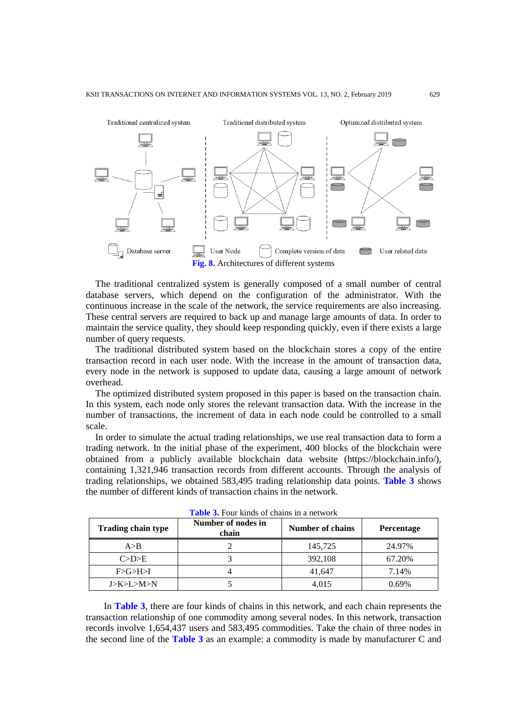Fig. 8. Architectures of different systems

The traditional centralized system is generally composed of a small number of central database servers, which depend on the configuration of the administrator. With the continuous increase in the scale of the network, the service requirements are also increasing. These central servers are required to back up and manage large amounts of data. In order to maintain the service quality, they should keep responding quickly, even if there exists a large number of query requests.

The traditional distributed system based on the blockchain stores a copy of the entire transaction record in each user node. With the increase in the amount of transaction data, every node in the network is supposed to update data, causing a large amount of network overhead.

The optimized distributed system proposed in this paper is based on the transaction chain. In this system, each node only stores the relevant transaction data. With the increase in the number of transactions, the increment of data in each node could be controlled to a small scale.

In order to simulate the actual trading relationships, we use real transaction data to form a trading network. In the initial phase of the experiment, 400 blocks of the blockchain were obtained from a publicly available blockchain data website (https://blockchain.info/), containing 1,321,946 transaction records from different accounts. Through the analysis of trading relationships, we obtained 583,495 trading relationship data points. **Table 3** shows the number of different kinds of transaction chains in the network.

**Table 3.** Four kinds of chains in a network

| Trading chain type | Number of nodes in chain | Number of chains | Percentage |
|---|---|---|---|
| A>B | 2 | 145,725 | 24.97% |
| C>D>E | 3 | 392,108 | 67.20% |
| F>G>H>I | 4 | 41,647 | 7.14% |
| J>K>L>M>N | 5 | 4,015 | 0.69% |

In **Table 3**, there are four kinds of chains in this network, and each chain represents the transaction relationship of one commodity among several nodes. In this network, transaction records involve 1,654,437 users and 583,495 commodities. Take the chain of three nodes in the second line of the **Table 3** as an example: a commodity is made by manufacturer C and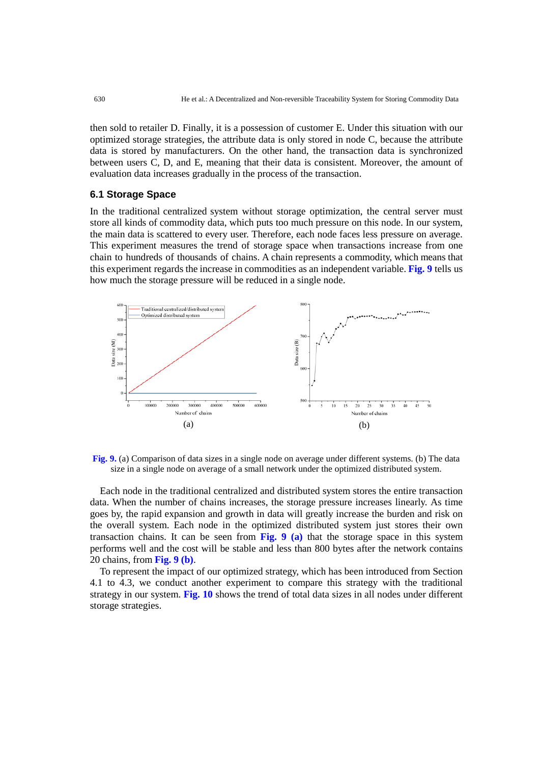then sold to retailer D. Finally, it is a possession of customer E. Under this situation with our optimized storage strategies, the attribute data is only stored in node C, because the attribute data is stored by manufacturers. On the other hand, the transaction data is synchronized between users C, D, and E, meaning that their data is consistent. Moreover, the amount of evaluation data increases gradually in the process of the transaction.

### 6.1 Storage Space

In the traditional centralized system without storage optimization, the central server must store all kinds of commodity data, which puts too much pressure on this node. In our system, the main data is scattered to every user. Therefore, each node faces less pressure on average. This experiment measures the trend of storage space when transactions increase from one chain to hundreds of thousands of chains. A chain represents a commodity, which means that this experiment regards the increase in commodities as an independent variable. **Fig. 9** tells us how much the storage pressure will be reduced in a single node.

**Fig. 9.** (a) Comparison of data sizes in a single node on average under different systems. (b) The data size in a single node on average of a small network under the optimized distributed system.

Each node in the traditional centralized and distributed system stores the entire transaction data. When the number of chains increases, the storage pressure increases linearly. As time goes by, the rapid expansion and growth in data will greatly increase the burden and risk on the overall system. Each node in the optimized distributed system just stores their own transaction chains. It can be seen from **Fig. 9 (a)** that the storage space in this system performs well and the cost will be stable and less than 800 bytes after the network contains 20 chains, from **Fig. 9 (b)**.

To represent the impact of our optimized strategy, which has been introduced from Section 4.1 to 4.3, we conduct another experiment to compare this strategy with the traditional strategy in our system. **Fig. 10** shows the trend of total data sizes in all nodes under different storage strategies.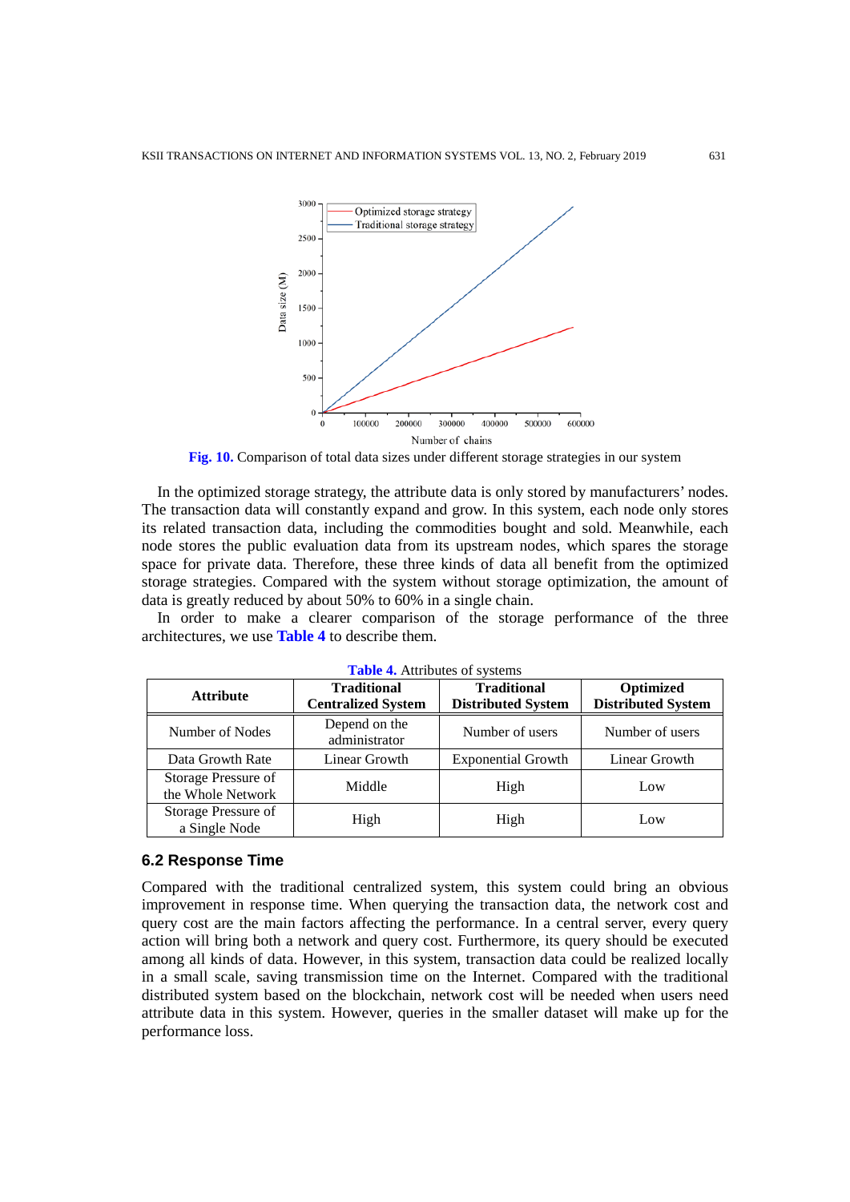Fig. 10. Comparison of total data sizes under different storage strategies in our system

In the optimized storage strategy, the attribute data is only stored by manufacturers' nodes. The transaction data will constantly expand and grow. In this system, each node only stores its related transaction data, including the commodities bought and sold. Meanwhile, each node stores the public evaluation data from its upstream nodes, which spares the storage space for private data. Therefore, these three kinds of data all benefit from the optimized storage strategies. Compared with the system without storage optimization, the amount of data is greatly reduced by about 50% to 60% in a single chain.

In order to make a clearer comparison of the storage performance of the three architectures, we use **Table 4** to describe them.

**Table 4.** Attributes of systems

| Attribute | Traditional Centralized System | Traditional Distributed System | Optimized Distributed System |
|---|---|---|---|
| Number of Nodes | Depend on the administrator | Number of users | Number of users |
| Data Growth Rate | Linear Growth | Exponential Growth | Linear Growth |
| Storage Pressure of the Whole Network | Middle | High | Low |
| Storage Pressure of a Single Node | High | High | Low |

### 6.2 Response Time

Compared with the traditional centralized system, this system could bring an obvious improvement in response time. When querying the transaction data, the network cost and query cost are the main factors affecting the performance. In a central server, every query action will bring both a network and query cost. Furthermore, its query should be executed among all kinds of data. However, in this system, transaction data could be realized locally in a small scale, saving transmission time on the Internet. Compared with the traditional distributed system based on the blockchain, network cost will be needed when users need attribute data in this system. However, queries in the smaller dataset will make up for the performance loss.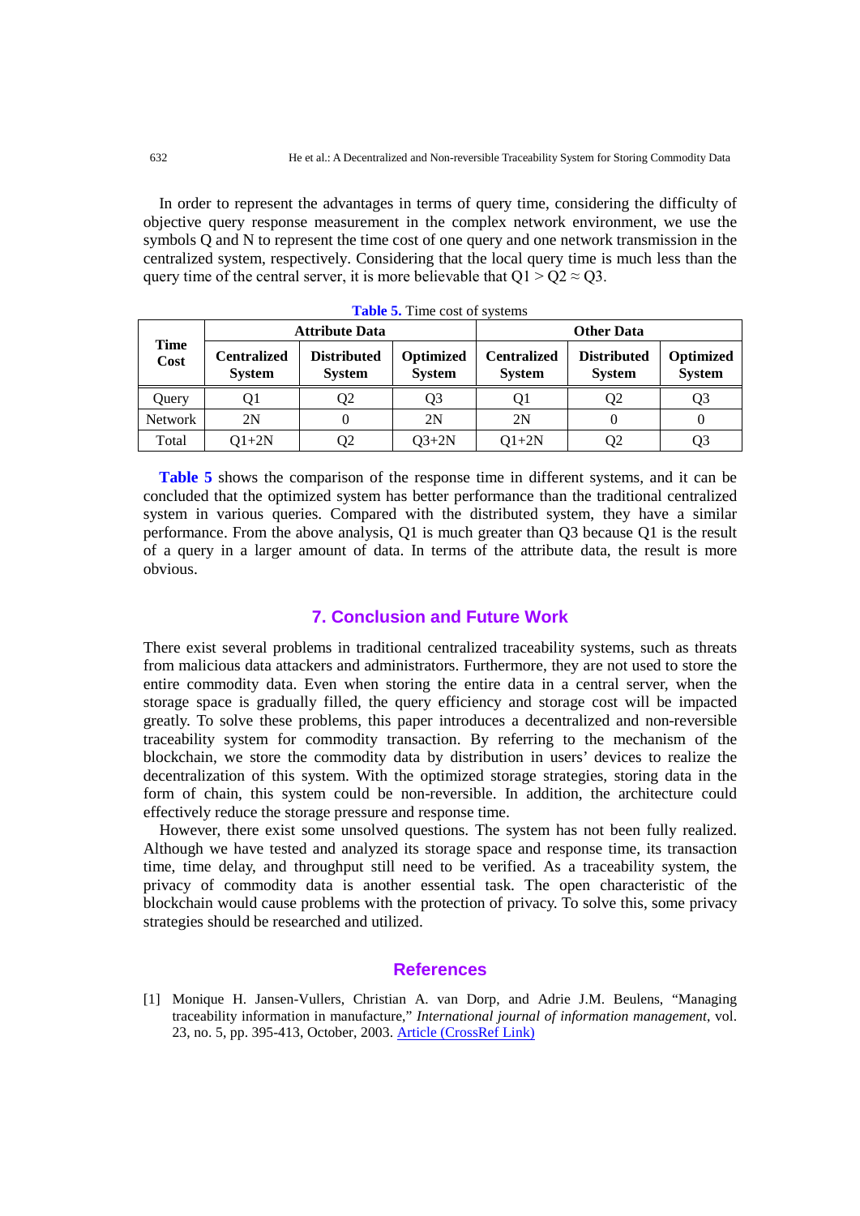In order to represent the advantages in terms of query time, considering the difficulty of objective query response measurement in the complex network environment, we use the symbols Q and N to represent the time cost of one query and one network transmission in the centralized system, respectively. Considering that the local query time is much less than the query time of the central server, it is more believable that $Q1 > Q2 \approx Q3$.

**Table 5.** Time cost of systems

| Time Cost | Attribute Data | | | Other Data | | |
|---|---|---|---|---|---|---|
| | Centralized System | Distributed System | Optimized System | Centralized System | Distributed System | Optimized System |
| Query | Q1 | Q2 | Q3 | Q1 | Q2 | Q3 |
| Network | 2N | 0 | 2N | 2N | 0 | 0 |
| Total | Q1+2N | Q2 | Q3+2N | Q1+2N | Q2 | Q3 |

**Table 5** shows the comparison of the response time in different systems, and it can be concluded that the optimized system has better performance than the traditional centralized system in various queries. Compared with the distributed system, they have a similar performance. From the above analysis, Q1 is much greater than Q3 because Q1 is the result of a query in a larger amount of data. In terms of the attribute data, the result is more obvious.

## 7. Conclusion and Future Work

There exist several problems in traditional centralized traceability systems, such as threats from malicious data attackers and administrators. Furthermore, they are not used to store the entire commodity data. Even when storing the entire data in a central server, when the storage space is gradually filled, the query efficiency and storage cost will be impacted greatly. To solve these problems, this paper introduces a decentralized and non-reversible traceability system for commodity transaction. By referring to the mechanism of the blockchain, we store the commodity data by distribution in users' devices to realize the decentralization of this system. With the optimized storage strategies, storing data in the form of chain, this system could be non-reversible. In addition, the architecture could effectively reduce the storage pressure and response time.

However, there exist some unsolved questions. The system has not been fully realized. Although we have tested and analyzed its storage space and response time, its transaction time, time delay, and throughput still need to be verified. As a traceability system, the privacy of commodity data is another essential task. The open characteristic of the blockchain would cause problems with the protection of privacy. To solve this, some privacy strategies should be researched and utilized.

## References

[1] Monique H. Jansen-Vullers, Christian A. van Dorp, and Adrie J.M. Beulens, "Managing traceability information in manufacture," *International journal of information management*, vol. 23, no. 5, pp. 395-413, October, 2003. Article (CrossRef Link)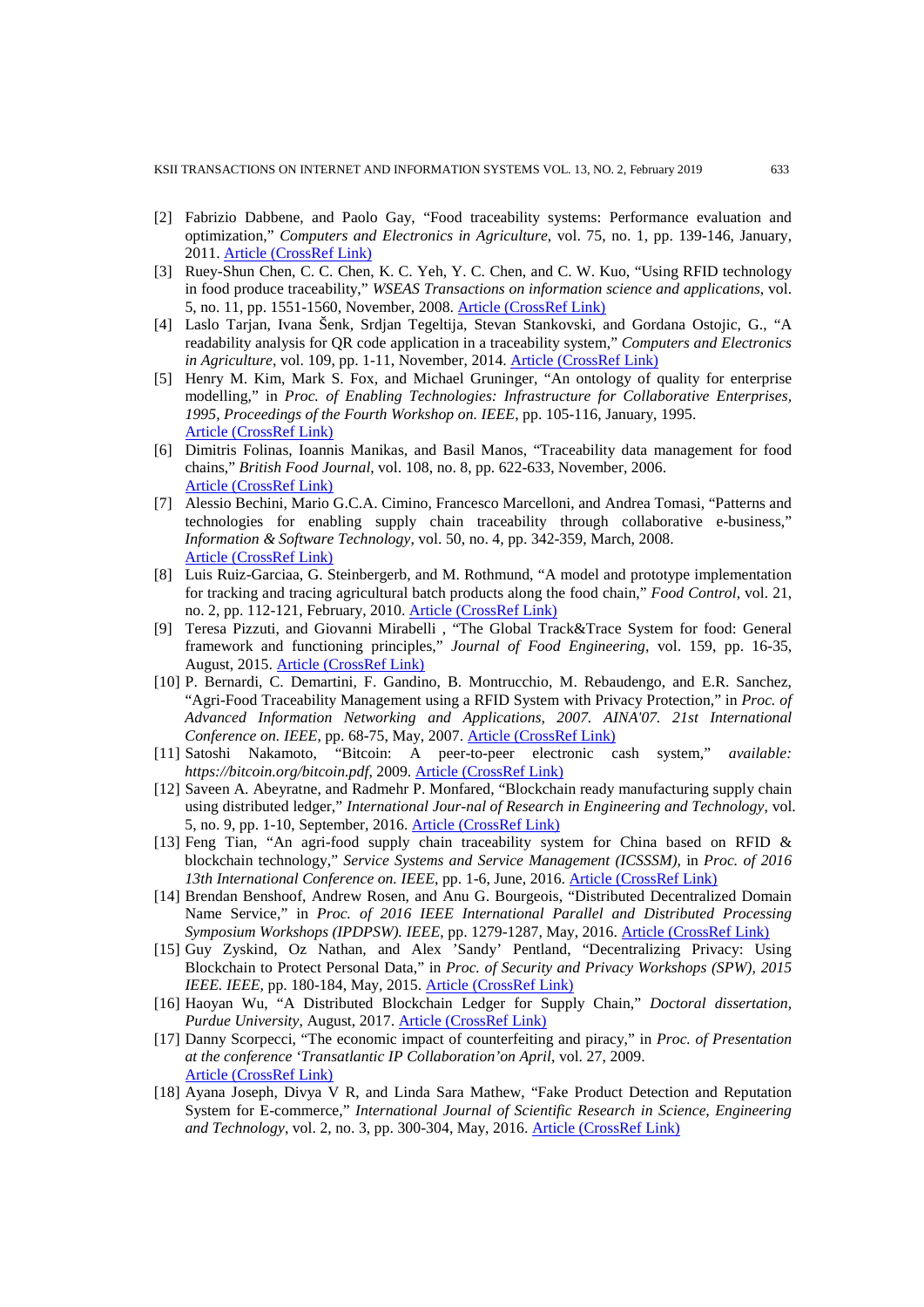[2] Fabrizio Dabbene, and Paolo Gay, "Food traceability systems: Performance evaluation and optimization," *Computers and Electronics in Agriculture*, vol. 75, no. 1, pp. 139-146, January, 2011. Article (CrossRef Link)

[3] Ruey-Shun Chen, C. C. Chen, K. C. Yeh, Y. C. Chen, and C. W. Kuo, "Using RFID technology in food produce traceability," *WSEAS Transactions on information science and applications*, vol. 5, no. 11, pp. 1551-1560, November, 2008. Article (CrossRef Link)

[4] Laslo Tarjan, Ivana Šenk, Srdjan Tegeltija, Stevan Stankovski, and Gordana Ostojic, G., "A readability analysis for QR code application in a traceability system," *Computers and Electronics in Agriculture*, vol. 109, pp. 1-11, November, 2014. Article (CrossRef Link)

[5] Henry M. Kim, Mark S. Fox, and Michael Gruninger, "An ontology of quality for enterprise modelling," in *Proc. of Enabling Technologies: Infrastructure for Collaborative Enterprises, 1995, Proceedings of the Fourth Workshop on. IEEE*, pp. 105-116, January, 1995. Article (CrossRef Link)

[6] Dimitris Folinas, Ioannis Manikas, and Basil Manos, "Traceability data management for food chains," *British Food Journal*, vol. 108, no. 8, pp. 622-633, November, 2006. Article (CrossRef Link)

[7] Alessio Bechini, Mario G.C.A. Cimino, Francesco Marcelloni, and Andrea Tomasi, "Patterns and technologies for enabling supply chain traceability through collaborative e-business," *Information & Software Technology*, vol. 50, no. 4, pp. 342-359, March, 2008. Article (CrossRef Link)

[8] Luis Ruiz-Garciaa, G. Steinbergerb, and M. Rothmund, "A model and prototype implementation for tracking and tracing agricultural batch products along the food chain," *Food Control*, vol. 21, no. 2, pp. 112-121, February, 2010. Article (CrossRef Link)

[9] Teresa Pizzuti, and Giovanni Mirabelli , "The Global Track&Trace System for food: General framework and functioning principles," *Journal of Food Engineering*, vol. 159, pp. 16-35, August, 2015. Article (CrossRef Link)

[10] P. Bernardi, C. Demartini, F. Gandino, B. Montrucchio, M. Rebaudengo, and E.R. Sanchez, "Agri-Food Traceability Management using a RFID System with Privacy Protection," in *Proc. of Advanced Information Networking and Applications, 2007. AINA'07. 21st International Conference on. IEEE*, pp. 68-75, May, 2007. Article (CrossRef Link)

[11] Satoshi Nakamoto, "Bitcoin: A peer-to-peer electronic cash system," *available: https://bitcoin.org/bitcoin.pdf*, 2009. Article (CrossRef Link)

[12] Saveen A. Abeyratne, and Radmehr P. Monfared, "Blockchain ready manufacturing supply chain using distributed ledger," *International Jour-nal of Research in Engineering and Technology*, vol. 5, no. 9, pp. 1-10, September, 2016. Article (CrossRef Link)

[13] Feng Tian, "An agri-food supply chain traceability system for China based on RFID & blockchain technology," *Service Systems and Service Management (ICSSSM)*, in *Proc. of 2016 13th International Conference on. IEEE*, pp. 1-6, June, 2016. Article (CrossRef Link)

[14] Brendan Benshoof, Andrew Rosen, and Anu G. Bourgeois, "Distributed Decentralized Domain Name Service," in *Proc. of 2016 IEEE International Parallel and Distributed Processing Symposium Workshops (IPDPSW). IEEE*, pp. 1279-1287, May, 2016. Article (CrossRef Link)

[15] Guy Zyskind, Oz Nathan, and Alex 'Sandy' Pentland, "Decentralizing Privacy: Using Blockchain to Protect Personal Data," in *Proc. of Security and Privacy Workshops (SPW), 2015 IEEE. IEEE*, pp. 180-184, May, 2015. Article (CrossRef Link)

[16] Haoyan Wu, "A Distributed Blockchain Ledger for Supply Chain," *Doctoral dissertation, Purdue University*, August, 2017. Article (CrossRef Link)

[17] Danny Scorpecci, "The economic impact of counterfeiting and piracy," in *Proc. of Presentation at the conference 'Transatlantic IP Collaboration'on April*, vol. 27, 2009. Article (CrossRef Link)

[18] Ayana Joseph, Divya V R, and Linda Sara Mathew, "Fake Product Detection and Reputation System for E-commerce," *International Journal of Scientific Research in Science, Engineering and Technology*, vol. 2, no. 3, pp. 300-304, May, 2016. Article (CrossRef Link)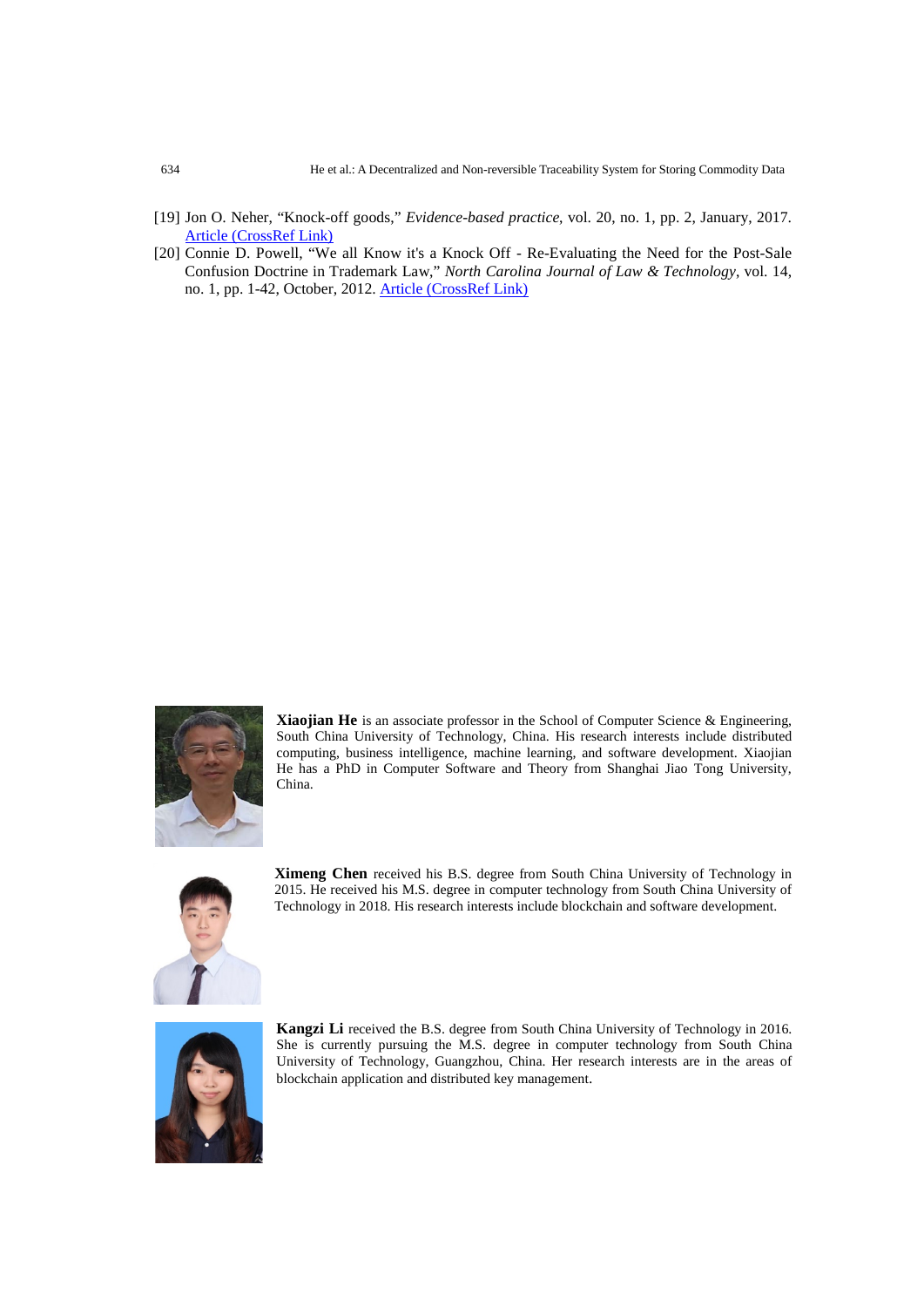[19] Jon O. Neher, "Knock-off goods," *Evidence-based practice*, vol. 20, no. 1, pp. 2, January, 2017. Article (CrossRef Link)

[20] Connie D. Powell, "We all Know it's a Knock Off - Re-Evaluating the Need for the Post-Sale Confusion Doctrine in Trademark Law," *North Carolina Journal of Law & Technology*, vol. 14, no. 1, pp. 1-42, October, 2012. Article (CrossRef Link)

**Xiaojian He** is an associate professor in the School of Computer Science & Engineering, South China University of Technology, China. His research interests include distributed computing, business intelligence, machine learning, and software development. Xiaojian He has a PhD in Computer Software and Theory from Shanghai Jiao Tong University, China.

**Ximeng Chen** received his B.S. degree from South China University of Technology in 2015. He received his M.S. degree in computer technology from South China University of Technology in 2018. His research interests include blockchain and software development.

**Kangzi Li** received the B.S. degree from South China University of Technology in 2016. She is currently pursuing the M.S. degree in computer technology from South China University of Technology, Guangzhou, China. Her research interests are in the areas of blockchain application and distributed key management.